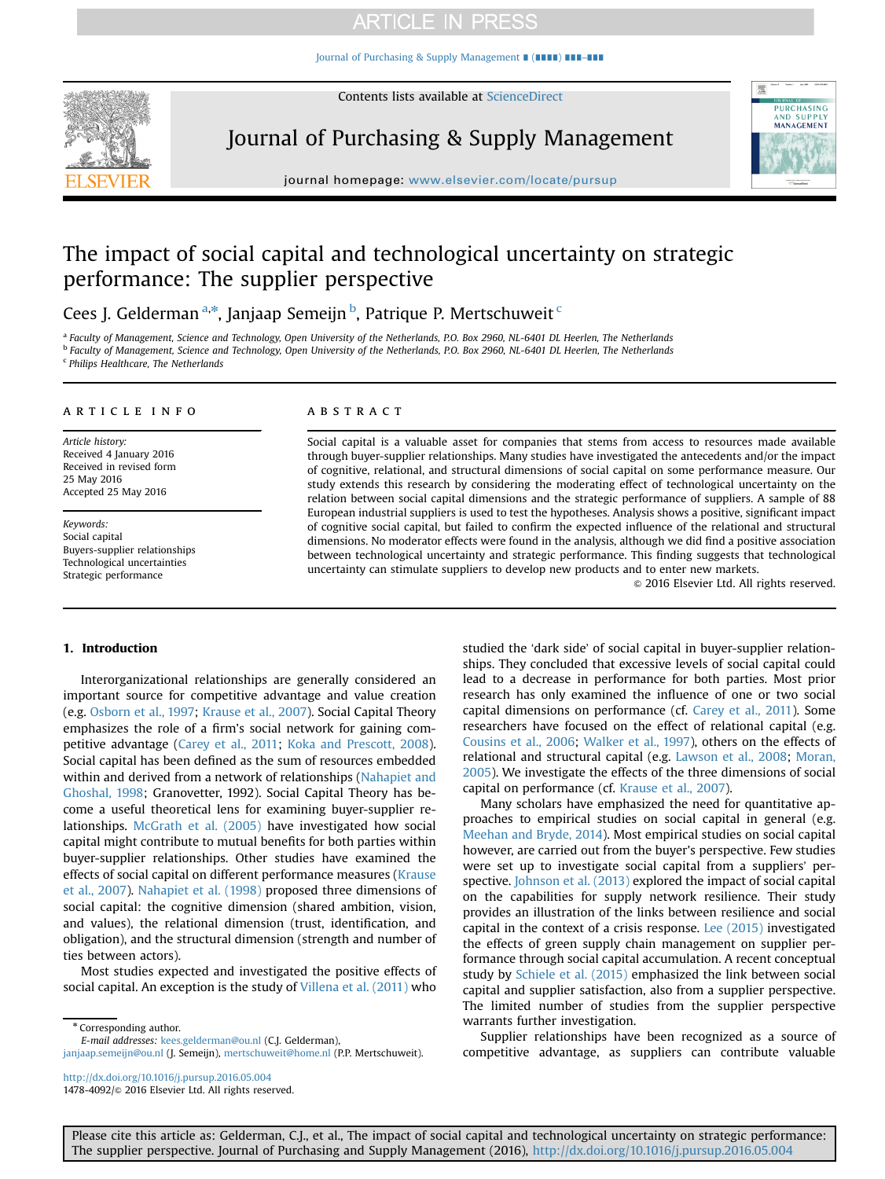# The impact of social capital and technological uncertainty on strategic performance: The supplier perspective

Cees J. Gelderman [a,*], Janjaap Semeijn [b], Patrique P. Mertschuweit [c]

[a] Faculty of Management, Science and Technology, Open University of the Netherlands, P.O. Box 2960, NL-6401 DL Heerlen, The Netherlands
[b] Faculty of Management, Science and Technology, Open University of the Netherlands, P.O. Box 2960, NL-6401 DL Heerlen, The Netherlands
[c] Philips Healthcare, The Netherlands

## ARTICLE INFO

*Article history:*
Received 4 January 2016
Received in revised form
25 May 2016
Accepted 25 May 2016

*Keywords:*
Social capital
Buyers-supplier relationships
Technological uncertainties
Strategic performance

## ABSTRACT

Social capital is a valuable asset for companies that stems from access to resources made available through buyer-supplier relationships. Many studies have investigated the antecedents and/or the impact of cognitive, relational, and structural dimensions of social capital on some performance measure. Our study extends this research by considering the moderating effect of technological uncertainty on the relation between social capital dimensions and the strategic performance of suppliers. A sample of 88 European industrial suppliers is used to test the hypotheses. Analysis shows a positive, significant impact of cognitive social capital, but failed to confirm the expected influence of the relational and structural dimensions. No moderator effects were found in the analysis, although we did find a positive association between technological uncertainty and strategic performance. This finding suggests that technological uncertainty can stimulate suppliers to develop new products and to enter new markets.

© 2016 Elsevier Ltd. All rights reserved.

## 1. Introduction

Interorganizational relationships are generally considered an important source for competitive advantage and value creation (e.g. Osborn et al., 1997; Krause et al., 2007). Social Capital Theory emphasizes the role of a firm's social network for gaining competitive advantage (Carey et al., 2011; Koka and Prescott, 2008). Social capital has been defined as the sum of resources embedded within and derived from a network of relationships (Nahapiet and Ghoshal, 1998; Granovetter, 1992). Social Capital Theory has become a useful theoretical lens for examining buyer-supplier relationships. McGrath et al. (2005) have investigated how social capital might contribute to mutual benefits for both parties within buyer-supplier relationships. Other studies have examined the effects of social capital on different performance measures (Krause et al., 2007). Nahapiet et al. (1998) proposed three dimensions of social capital: the cognitive dimension (shared ambition, vision, and values), the relational dimension (trust, identification, and obligation), and the structural dimension (strength and number of ties between actors).

Most studies expected and investigated the positive effects of social capital. An exception is the study of Villena et al. (2011) who studied the 'dark side' of social capital in buyer-supplier relationships. They concluded that excessive levels of social capital could lead to a decrease in performance for both parties. Most prior research has only examined the influence of one or two social capital dimensions on performance (cf. Carey et al., 2011). Some researchers have focused on the effect of relational capital (e.g. Cousins et al., 2006; Walker et al., 1997), others on the effects of relational and structural capital (e.g. Lawson et al., 2008; Moran, 2005). We investigate the effects of the three dimensions of social capital on performance (cf. Krause et al., 2007).

Many scholars have emphasized the need for quantitative approaches to empirical studies on social capital in general (e.g. Meehan and Bryde, 2014). Most empirical studies on social capital however, are carried out from the buyer's perspective. Few studies were set up to investigate social capital from a suppliers' perspective. Johnson et al. (2013) explored the impact of social capital on the capabilities for supply network resilience. Their study provides an illustration of the links between resilience and social capital in the context of a crisis response. Lee (2015) investigated the effects of green supply chain management on supplier performance through social capital accumulation. A recent conceptual study by Schiele et al. (2015) emphasized the link between social capital and supplier satisfaction, also from a supplier perspective. The limited number of studies from the supplier perspective warrants further investigation.

Supplier relationships have been recognized as a source of competitive advantage, as suppliers can contribute valuable

* Corresponding author.
*E-mail addresses:* kees.gelderman@ou.nl (C.J. Gelderman), janjaap.semeijn@ou.nl (J. Semeijn), mertschuweit@home.nl (P.P. Mertschuweit).

http://dx.doi.org/10.1016/j.pursup.2016.05.004
1478-4092/© 2016 Elsevier Ltd. All rights reserved.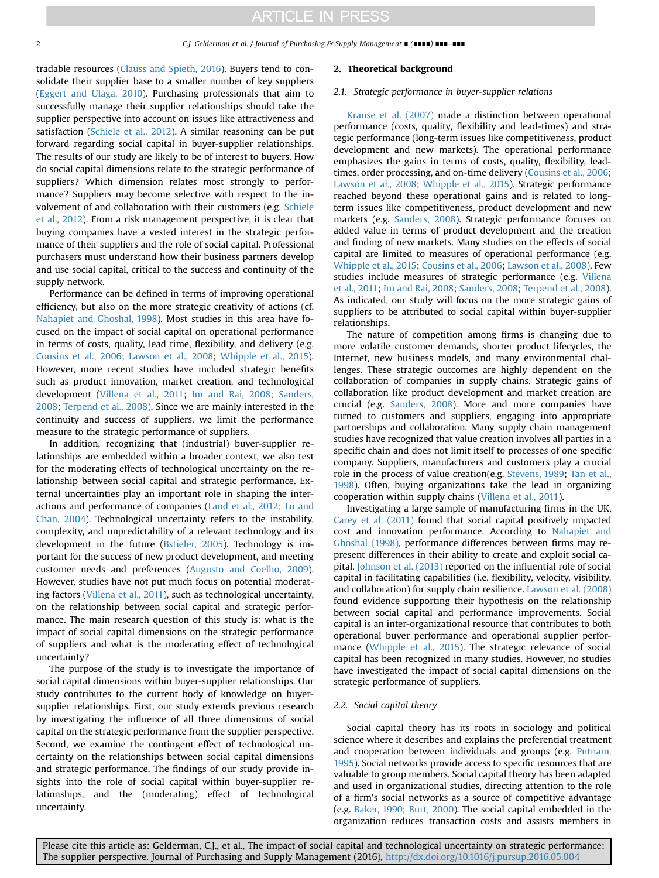tradable resources (Clauss and Spieth, 2016). Buyers tend to consolidate their supplier base to a smaller number of key suppliers (Eggert and Ulaga, 2010). Purchasing professionals that aim to successfully manage their supplier relationships should take the supplier perspective into account on issues like attractiveness and satisfaction (Schiele et al., 2012). A similar reasoning can be put forward regarding social capital in buyer-supplier relationships. The results of our study are likely to be of interest to buyers. How do social capital dimensions relate to the strategic performance of suppliers? Which dimension relates most strongly to performance? Suppliers may become selective with respect to the involvement of and collaboration with their customers (e.g. Schiele et al., 2012). From a risk management perspective, it is clear that buying companies have a vested interest in the strategic performance of their suppliers and the role of social capital. Professional purchasers must understand how their business partners develop and use social capital, critical to the success and continuity of the supply network.

Performance can be defined in terms of improving operational efficiency, but also on the more strategic creativity of actions (cf. Nahapiet and Ghoshal, 1998). Most studies in this area have focused on the impact of social capital on operational performance in terms of costs, quality, lead time, flexibility, and delivery (e.g. Cousins et al., 2006; Lawson et al., 2008; Whipple et al., 2015). However, more recent studies have included strategic benefits such as product innovation, market creation, and technological development (Villena et al., 2011; Im and Rai, 2008; Sanders, 2008; Terpend et al., 2008). Since we are mainly interested in the continuity and success of suppliers, we limit the performance measure to the strategic performance of suppliers.

In addition, recognizing that (industrial) buyer-supplier relationships are embedded within a broader context, we also test for the moderating effects of technological uncertainty on the relationship between social capital and strategic performance. External uncertainties play an important role in shaping the interactions and performance of companies (Land et al., 2012; Lu and Chan, 2004). Technological uncertainty refers to the instability, complexity, and unpredictability of a relevant technology and its development in the future (Bstieler, 2005). Technology is important for the success of new product development, and meeting customer needs and preferences (Augusto and Coelho, 2009). However, studies have not put much focus on potential moderating factors (Villena et al., 2011), such as technological uncertainty, on the relationship between social capital and strategic performance. The main research question of this study is: what is the impact of social capital dimensions on the strategic performance of suppliers and what is the moderating effect of technological uncertainty?

The purpose of the study is to investigate the importance of social capital dimensions within buyer-supplier relationships. Our study contributes to the current body of knowledge on buyer-supplier relationships. First, our study extends previous research by investigating the influence of all three dimensions of social capital on the strategic performance from the supplier perspective. Second, we examine the contingent effect of technological uncertainty on the relationships between social capital dimensions and strategic performance. The findings of our study provide insights into the role of social capital within buyer-supplier relationships, and the (moderating) effect of technological uncertainty.

## 2. Theoretical background

### 2.1. Strategic performance in buyer-supplier relations

Krause et al. (2007) made a distinction between operational performance (costs, quality, flexibility and lead-times) and strategic performance (long-term issues like competitiveness, product development and new markets). The operational performance emphasizes the gains in terms of costs, quality, flexibility, lead-times, order processing, and on-time delivery (Cousins et al., 2006; Lawson et al., 2008; Whipple et al., 2015). Strategic performance reached beyond these operational gains and is related to long-term issues like competitiveness, product development and new markets (e.g. Sanders, 2008). Strategic performance focuses on added value in terms of product development and the creation and finding of new markets. Many studies on the effects of social capital are limited to measures of operational performance (e.g. Whipple et al., 2015; Cousins et al., 2006; Lawson et al., 2008). Few studies include measures of strategic performance (e.g. Villena et al., 2011; Im and Rai, 2008; Sanders, 2008; Terpend et al., 2008). As indicated, our study will focus on the more strategic gains of suppliers to be attributed to social capital within buyer-supplier relationships.

The nature of competition among firms is changing due to more volatile customer demands, shorter product lifecycles, the Internet, new business models, and many environmental challenges. These strategic outcomes are highly dependent on the collaboration of companies in supply chains. Strategic gains of collaboration like product development and market creation are crucial (e.g. Sanders, 2008). More and more companies have turned to customers and suppliers, engaging into appropriate partnerships and collaboration. Many supply chain management studies have recognized that value creation involves all parties in a specific chain and does not limit itself to processes of one specific company. Suppliers, manufacturers and customers play a crucial role in the process of value creation(e.g. Stevens, 1989; Tan et al., 1998). Often, buying organizations take the lead in organizing cooperation within supply chains (Villena et al., 2011).

Investigating a large sample of manufacturing firms in the UK, Carey et al. (2011) found that social capital positively impacted cost and innovation performance. According to Nahapiet and Ghoshal (1998), performance differences between firms may represent differences in their ability to create and exploit social capital. Johnson et al. (2013) reported on the influential role of social capital in facilitating capabilities (i.e. flexibility, velocity, visibility, and collaboration) for supply chain resilience. Lawson et al. (2008) found evidence supporting their hypothesis on the relationship between social capital and performance improvements. Social capital is an inter-organizational resource that contributes to both operational buyer performance and operational supplier performance (Whipple et al., 2015). The strategic relevance of social capital has been recognized in many studies. However, no studies have investigated the impact of social capital dimensions on the strategic performance of suppliers.

### 2.2. Social capital theory

Social capital theory has its roots in sociology and political science where it describes and explains the preferential treatment and cooperation between individuals and groups (e.g. Putnam, 1995). Social networks provide access to specific resources that are valuable to group members. Social capital theory has been adapted and used in organizational studies, directing attention to the role of a firm's social networks as a source of competitive advantage (e.g. Baker, 1990; Burt, 2000). The social capital embedded in the organization reduces transaction costs and assists members in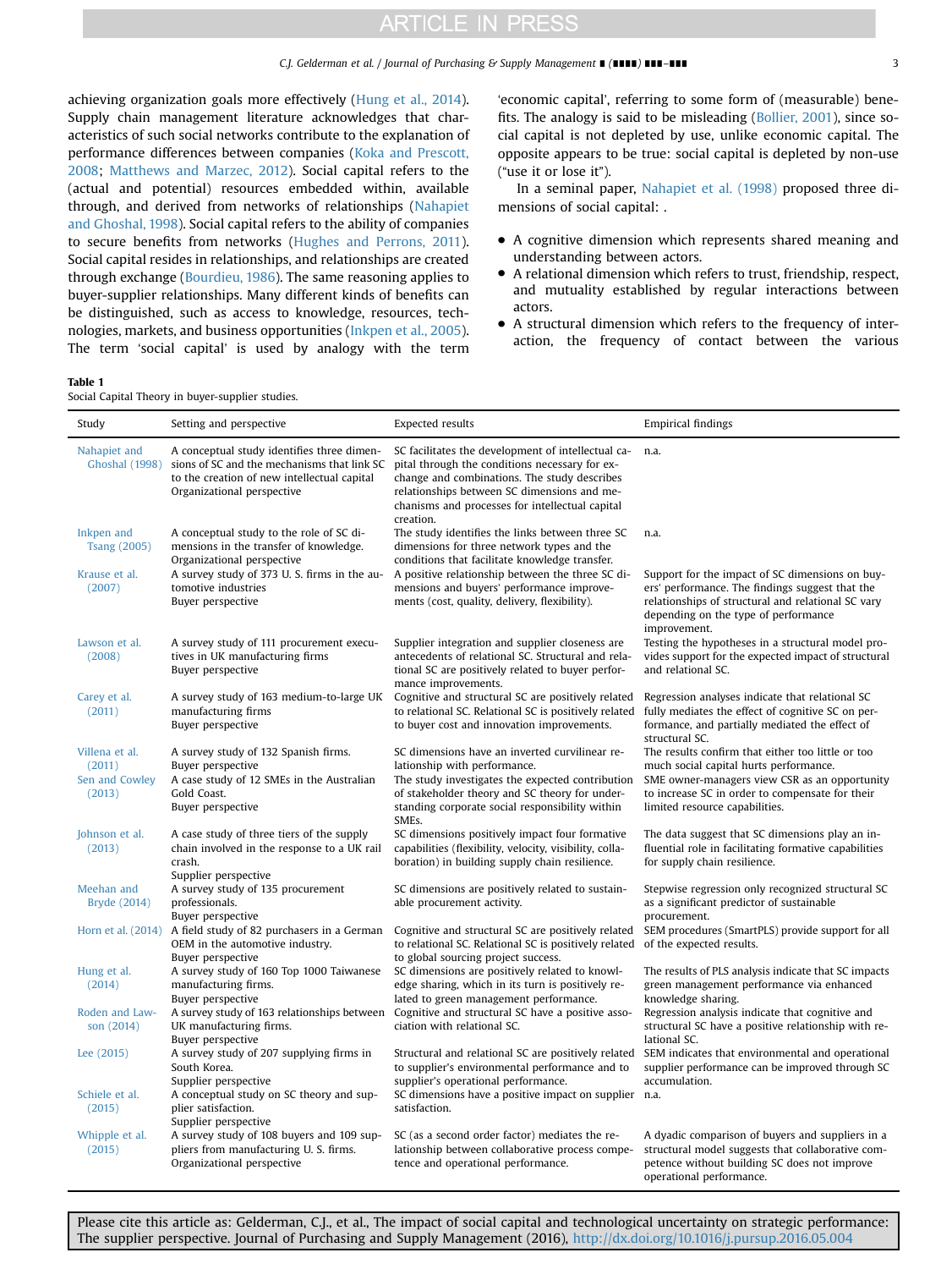achieving organization goals more effectively (Hung et al., 2014). Supply chain management literature acknowledges that characteristics of such social networks contribute to the explanation of performance differences between companies (Koka and Prescott, 2008; Matthews and Marzec, 2012). Social capital refers to the (actual and potential) resources embedded within, available through, and derived from networks of relationships (Nahapiet and Ghoshal, 1998). Social capital refers to the ability of companies to secure benefits from networks (Hughes and Perrons, 2011). Social capital resides in relationships, and relationships are created through exchange (Bourdieu, 1986). The same reasoning applies to buyer-supplier relationships. Many different kinds of benefits can be distinguished, such as access to knowledge, resources, technologies, markets, and business opportunities (Inkpen et al., 2005). The term 'social capital' is used by analogy with the term 'economic capital', referring to some form of (measurable) benefits. The analogy is said to be misleading (Bollier, 2001), since social capital is not depleted by use, unlike economic capital. The opposite appears to be true: social capital is depleted by non-use ("use it or lose it").

In a seminal paper, Nahapiet et al. (1998) proposed three dimensions of social capital: .

- A cognitive dimension which represents shared meaning and understanding between actors.
- A relational dimension which refers to trust, friendship, respect, and mutuality established by regular interactions between actors.
- A structural dimension which refers to the frequency of interaction, the frequency of contact between the various

**Table 1**
Social Capital Theory in buyer-supplier studies.

| Study | Setting and perspective | Expected results | Empirical findings |
|---|---|---|---|
| Nahapiet and Ghoshal (1998) | A conceptual study identifies three dimensions of SC and the mechanisms that link SC to the creation of new intellectual capital<br>Organizational perspective | SC facilitates the development of intellectual capital through the conditions necessary for exchange and combinations. The study describes relationships between SC dimensions and mechanisms and processes for intellectual capital creation. | n.a. |
| Inkpen and Tsang (2005) | A conceptual study to the role of SC dimensions in the transfer of knowledge.<br>Organizational perspective | The study identifies the links between three SC dimensions for three network types and the conditions that facilitate knowledge transfer. | n.a. |
| Krause et al. (2007) | A survey study of 373 U. S. firms in the automotive industries<br>Buyer perspective | A positive relationship between the three SC dimensions and buyers' performance improvements (cost, quality, delivery, flexibility). | Support for the impact of SC dimensions on buyers' performance. The findings suggest that the relationships of structural and relational SC vary depending on the type of performance improvement. |
| Lawson et al. (2008) | A survey study of 111 procurement executives in UK manufacturing firms<br>Buyer perspective | Supplier integration and supplier closeness are antecedents of relational SC. Structural and relational SC are positively related to buyer performance improvements. | Testing the hypotheses in a structural model provides support for the expected impact of structural and relational SC. |
| Carey et al. (2011) | A survey study of 163 medium-to-large UK manufacturing firms<br>Buyer perspective | Cognitive and structural SC are positively related to relational SC. Relational SC is positively related to buyer cost and innovation improvements. | Regression analyses indicate that relational SC fully mediates the effect of cognitive SC on performance, and partially mediated the effect of structural SC. |
| Villena et al. (2011) | A survey study of 132 Spanish firms.<br>Buyer perspective | SC dimensions have an inverted curvilinear relationship with performance. | The results confirm that either too little or too much social capital hurts performance. |
| Sen and Cowley (2013) | A case study of 12 SMEs in the Australian Gold Coast.<br>Buyer perspective | The study investigates the expected contribution of stakeholder theory and SC theory for understanding corporate social responsibility within SMEs. | SME owner-managers view CSR as an opportunity to increase SC in order to compensate for their limited resource capabilities. |
| Johnson et al. (2013) | A case study of three tiers of the supply chain involved in the response to a UK rail crash.<br>Supplier perspective | SC dimensions positively impact four formative capabilities (flexibility, velocity, visibility, collaboration) in building supply chain resilience. | The data suggest that SC dimensions play an influential role in facilitating formative capabilities for supply chain resilience. |
| Meehan and Bryde (2014) | A survey study of 135 procurement professionals.<br>Buyer perspective | SC dimensions are positively related to sustainable procurement activity. | Stepwise regression only recognized structural SC as a significant predictor of sustainable procurement. |
| Horn et al. (2014) | A field study of 82 purchasers in a German OEM in the automotive industry.<br>Buyer perspective | Cognitive and structural SC are positively related to relational SC. Relational SC is positively related to global sourcing project success. | SEM procedures (SmartPLS) provide support for all of the expected results. |
| Hung et al. (2014) | A survey study of 160 Top 1000 Taiwanese manufacturing firms.<br>Buyer perspective | SC dimensions are positively related to knowledge sharing, which in its turn is positively related to green management performance. | The results of PLS analysis indicate that SC impacts green management performance via enhanced knowledge sharing. |
| Roden and Lawson (2014) | A survey study of 163 relationships between UK manufacturing firms.<br>Buyer perspective | Cognitive and structural SC have a positive association with relational SC. | Regression analysis indicate that cognitive and structural SC have a positive relationship with relational SC. |
| Lee (2015) | A survey study of 207 supplying firms in South Korea.<br>Supplier perspective | Structural and relational SC are positively related to supplier's environmental performance and to supplier's operational performance. | SEM indicates that environmental and operational supplier performance can be improved through SC accumulation. |
| Schiele et al. (2015) | A conceptual study on SC theory and supplier satisfaction.<br>Supplier perspective | SC dimensions have a positive impact on supplier satisfaction. | n.a. |
| Whipple et al. (2015) | A survey study of 108 buyers and 109 suppliers from manufacturing U. S. firms.<br>Organizational perspective | SC (as a second order factor) mediates the relationship between collaborative process competence and operational performance. | A dyadic comparison of buyers and suppliers in a structural model suggests that collaborative competence without building SC does not improve operational performance. |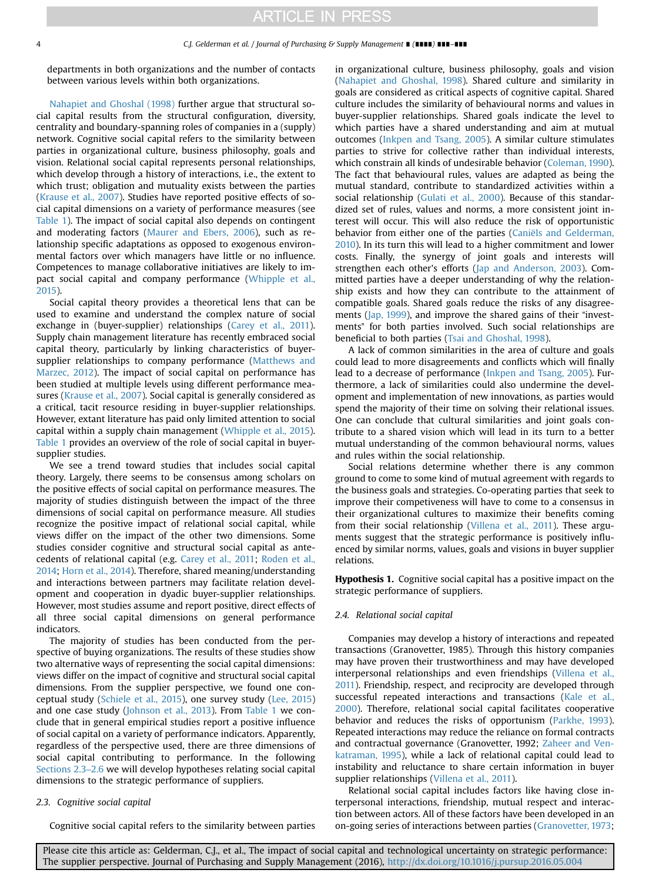departments in both organizations and the number of contacts between various levels within both organizations.

Nahapiet and Ghoshal (1998) further argue that structural social capital results from the structural configuration, diversity, centrality and boundary-spanning roles of companies in a (supply) network. Cognitive social capital refers to the similarity between parties in organizational culture, business philosophy, goals and vision. Relational social capital represents personal relationships, which develop through a history of interactions, i.e., the extent to which trust; obligation and mutuality exists between the parties (Krause et al., 2007). Studies have reported positive effects of social capital dimensions on a variety of performance measures (see Table 1). The impact of social capital also depends on contingent and moderating factors (Maurer and Ebers, 2006), such as relationship specific adaptations as opposed to exogenous environmental factors over which managers have little or no influence. Competences to manage collaborative initiatives are likely to impact social capital and company performance (Whipple et al., 2015).

Social capital theory provides a theoretical lens that can be used to examine and understand the complex nature of social exchange in (buyer-supplier) relationships (Carey et al., 2011). Supply chain management literature has recently embraced social capital theory, particularly by linking characteristics of buyer-supplier relationships to company performance (Matthews and Marzec, 2012). The impact of social capital on performance has been studied at multiple levels using different performance measures (Krause et al., 2007). Social capital is generally considered as a critical, tacit resource residing in buyer-supplier relationships. However, extant literature has paid only limited attention to social capital within a supply chain management (Whipple et al., 2015). Table 1 provides an overview of the role of social capital in buyer-supplier studies.

We see a trend toward studies that includes social capital theory. Largely, there seems to be consensus among scholars on the positive effects of social capital on performance measures. The majority of studies distinguish between the impact of the three dimensions of social capital on performance measure. All studies recognize the positive impact of relational social capital, while views differ on the impact of the other two dimensions. Some studies consider cognitive and structural social capital as antecedents of relational capital (e.g. Carey et al., 2011; Roden et al., 2014; Horn et al., 2014). Therefore, shared meaning/understanding and interactions between partners may facilitate relation development and cooperation in dyadic buyer-supplier relationships. However, most studies assume and report positive, direct effects of all three social capital dimensions on general performance indicators.

The majority of studies has been conducted from the perspective of buying organizations. The results of these studies show two alternative ways of representing the social capital dimensions: views differ on the impact of cognitive and structural social capital dimensions. From the supplier perspective, we found one conceptual study (Schiele et al., 2015), one survey study (Lee, 2015) and one case study (Johnson et al., 2013). From Table 1 we conclude that in general empirical studies report a positive influence of social capital on a variety of performance indicators. Apparently, regardless of the perspective used, there are three dimensions of social capital contributing to performance. In the following Sections 2.3–2.6 we will develop hypotheses relating social capital dimensions to the strategic performance of suppliers.

### 2.3. Cognitive social capital

Cognitive social capital refers to the similarity between parties in organizational culture, business philosophy, goals and vision (Nahapiet and Ghoshal, 1998). Shared culture and similarity in goals are considered as critical aspects of cognitive capital. Shared culture includes the similarity of behavioural norms and values in buyer-supplier relationships. Shared goals indicate the level to which parties have a shared understanding and aim at mutual outcomes (Inkpen and Tsang, 2005). A similar culture stimulates parties to strive for collective rather than individual interests, which constrain all kinds of undesirable behavior (Coleman, 1990). The fact that behavioural rules, values are adapted as being the mutual standard, contribute to standardized activities within a social relationship (Gulati et al., 2000). Because of this standardized set of rules, values and norms, a more consistent joint interest will occur. This will also reduce the risk of opportunistic behavior from either one of the parties (Caniëls and Gelderman, 2010). In its turn this will lead to a higher commitment and lower costs. Finally, the synergy of joint goals and interests will strengthen each other's efforts (Jap and Anderson, 2003). Committed parties have a deeper understanding of why the relationship exists and how they can contribute to the attainment of compatible goals. Shared goals reduce the risks of any disagreements (Jap, 1999), and improve the shared gains of their "investments" for both parties involved. Such social relationships are beneficial to both parties (Tsai and Ghoshal, 1998).

A lack of common similarities in the area of culture and goals could lead to more disagreements and conflicts which will finally lead to a decrease of performance (Inkpen and Tsang, 2005). Furthermore, a lack of similarities could also undermine the development and implementation of new innovations, as parties would spend the majority of their time on solving their relational issues. One can conclude that cultural similarities and joint goals contribute to a shared vision which will lead in its turn to a better mutual understanding of the common behavioural norms, values and rules within the social relationship.

Social relations determine whether there is any common ground to come to some kind of mutual agreement with regards to the business goals and strategies. Co-operating parties that seek to improve their competiveness will have to come to a consensus in their organizational cultures to maximize their benefits coming from their social relationship (Villena et al., 2011). These arguments suggest that the strategic performance is positively influenced by similar norms, values, goals and visions in buyer supplier relations.

**Hypothesis 1.** Cognitive social capital has a positive impact on the strategic performance of suppliers.

### 2.4. Relational social capital

Companies may develop a history of interactions and repeated transactions (Granovetter, 1985). Through this history companies may have proven their trustworthiness and may have developed interpersonal relationships and even friendships (Villena et al., 2011). Friendship, respect, and reciprocity are developed through successful repeated interactions and transactions (Kale et al., 2000). Therefore, relational social capital facilitates cooperative behavior and reduces the risks of opportunism (Parkhe, 1993). Repeated interactions may reduce the reliance on formal contracts and contractual governance (Granovetter, 1992; Zaheer and Venkatraman, 1995), while a lack of relational capital could lead to instability and reluctance to share certain information in buyer supplier relationships (Villena et al., 2011).

Relational social capital includes factors like having close interpersonal interactions, friendship, mutual respect and interaction between actors. All of these factors have been developed in an on-going series of interactions between parties (Granovetter, 1973;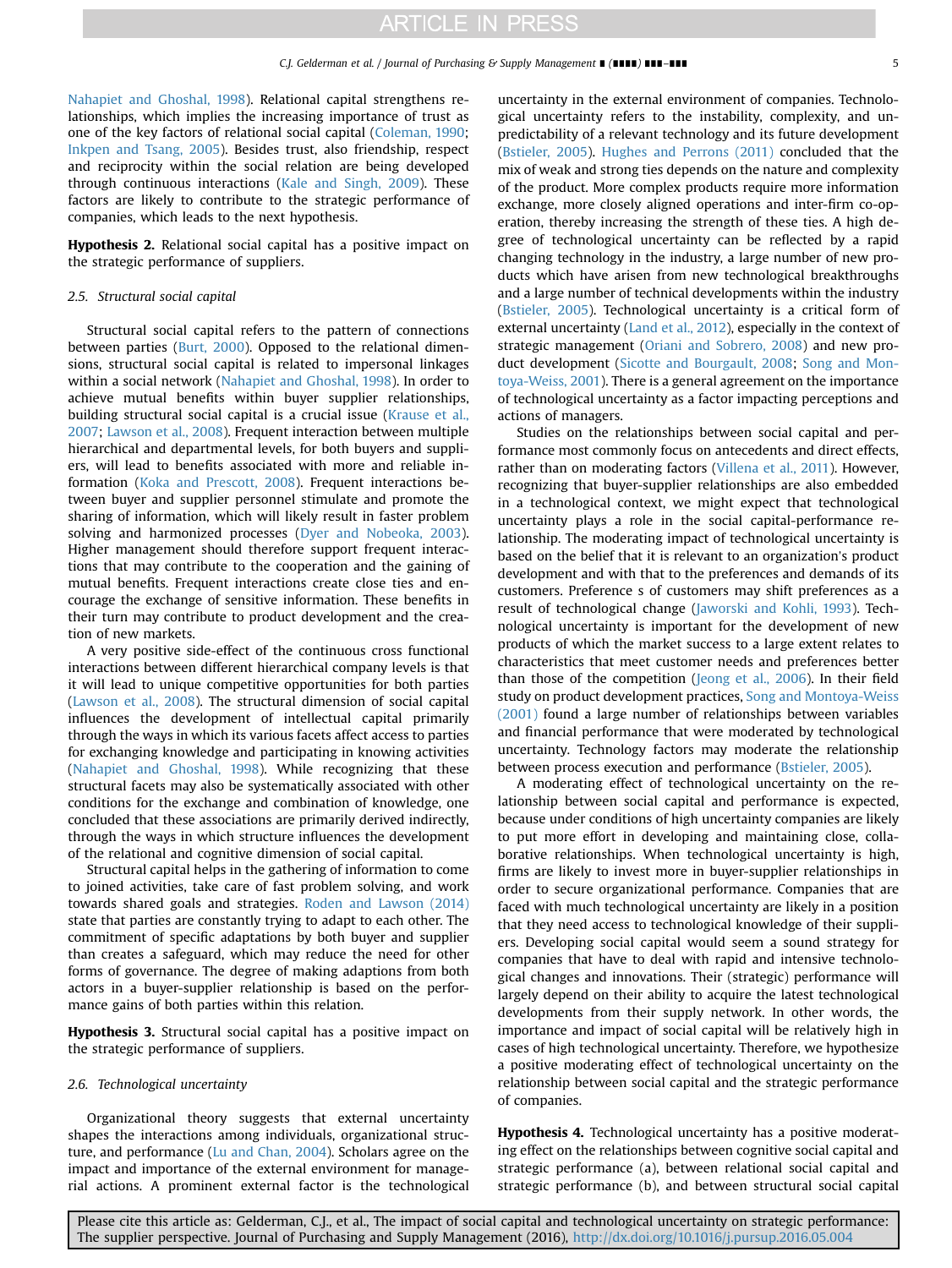Nahapiet and Ghoshal, 1998). Relational capital strengthens relationships, which implies the increasing importance of trust as one of the key factors of relational social capital (Coleman, 1990; Inkpen and Tsang, 2005). Besides trust, also friendship, respect and reciprocity within the social relation are being developed through continuous interactions (Kale and Singh, 2009). These factors are likely to contribute to the strategic performance of companies, which leads to the next hypothesis.

**Hypothesis 2.** Relational social capital has a positive impact on the strategic performance of suppliers.

### 2.5. Structural social capital

Structural social capital refers to the pattern of connections between parties (Burt, 2000). Opposed to the relational dimensions, structural social capital is related to impersonal linkages within a social network (Nahapiet and Ghoshal, 1998). In order to achieve mutual benefits within buyer supplier relationships, building structural social capital is a crucial issue (Krause et al., 2007; Lawson et al., 2008). Frequent interaction between multiple hierarchical and departmental levels, for both buyers and suppliers, will lead to benefits associated with more and reliable information (Koka and Prescott, 2008). Frequent interactions between buyer and supplier personnel stimulate and promote the sharing of information, which will likely result in faster problem solving and harmonized processes (Dyer and Nobeoka, 2003). Higher management should therefore support frequent interactions that may contribute to the cooperation and the gaining of mutual benefits. Frequent interactions create close ties and encourage the exchange of sensitive information. These benefits in their turn may contribute to product development and the creation of new markets.

A very positive side-effect of the continuous cross functional interactions between different hierarchical company levels is that it will lead to unique competitive opportunities for both parties (Lawson et al., 2008). The structural dimension of social capital influences the development of intellectual capital primarily through the ways in which its various facets affect access to parties for exchanging knowledge and participating in knowing activities (Nahapiet and Ghoshal, 1998). While recognizing that these structural facets may also be systematically associated with other conditions for the exchange and combination of knowledge, one concluded that these associations are primarily derived indirectly, through the ways in which structure influences the development of the relational and cognitive dimension of social capital.

Structural capital helps in the gathering of information to come to joined activities, take care of fast problem solving, and work towards shared goals and strategies. Roden and Lawson (2014) state that parties are constantly trying to adapt to each other. The commitment of specific adaptations by both buyer and supplier than creates a safeguard, which may reduce the need for other forms of governance. The degree of making adaptions from both actors in a buyer-supplier relationship is based on the performance gains of both parties within this relation.

**Hypothesis 3.** Structural social capital has a positive impact on the strategic performance of suppliers.

### 2.6. Technological uncertainty

Organizational theory suggests that external uncertainty shapes the interactions among individuals, organizational structure, and performance (Lu and Chan, 2004). Scholars agree on the impact and importance of the external environment for managerial actions. A prominent external factor is the technological uncertainty in the external environment of companies. Technological uncertainty refers to the instability, complexity, and unpredictability of a relevant technology and its future development (Bstieler, 2005). Hughes and Perrons (2011) concluded that the mix of weak and strong ties depends on the nature and complexity of the product. More complex products require more information exchange, more closely aligned operations and inter-firm co-operation, thereby increasing the strength of these ties. A high degree of technological uncertainty can be reflected by a rapid changing technology in the industry, a large number of new products which have arisen from new technological breakthroughs and a large number of technical developments within the industry (Bstieler, 2005). Technological uncertainty is a critical form of external uncertainty (Land et al., 2012), especially in the context of strategic management (Oriani and Sobrero, 2008) and new product development (Sicotte and Bourgault, 2008; Song and Montoya-Weiss, 2001). There is a general agreement on the importance of technological uncertainty as a factor impacting perceptions and actions of managers.

Studies on the relationships between social capital and performance most commonly focus on antecedents and direct effects, rather than on moderating factors (Villena et al., 2011). However, recognizing that buyer-supplier relationships are also embedded in a technological context, we might expect that technological uncertainty plays a role in the social capital-performance relationship. The moderating impact of technological uncertainty is based on the belief that it is relevant to an organization's product development and with that to the preferences and demands of its customers. Preference s of customers may shift preferences as a result of technological change (Jaworski and Kohli, 1993). Technological uncertainty is important for the development of new products of which the market success to a large extent relates to characteristics that meet customer needs and preferences better than those of the competition (Jeong et al., 2006). In their field study on product development practices, Song and Montoya-Weiss (2001) found a large number of relationships between variables and financial performance that were moderated by technological uncertainty. Technology factors may moderate the relationship between process execution and performance (Bstieler, 2005).

A moderating effect of technological uncertainty on the relationship between social capital and performance is expected, because under conditions of high uncertainty companies are likely to put more effort in developing and maintaining close, collaborative relationships. When technological uncertainty is high, firms are likely to invest more in buyer-supplier relationships in order to secure organizational performance. Companies that are faced with much technological uncertainty are likely in a position that they need access to technological knowledge of their suppliers. Developing social capital would seem a sound strategy for companies that have to deal with rapid and intensive technological changes and innovations. Their (strategic) performance will largely depend on their ability to acquire the latest technological developments from their supply network. In other words, the importance and impact of social capital will be relatively high in cases of high technological uncertainty. Therefore, we hypothesize a positive moderating effect of technological uncertainty on the relationship between social capital and the strategic performance of companies.

**Hypothesis 4.** Technological uncertainty has a positive moderating effect on the relationships between cognitive social capital and strategic performance (a), between relational social capital and strategic performance (b), and between structural social capital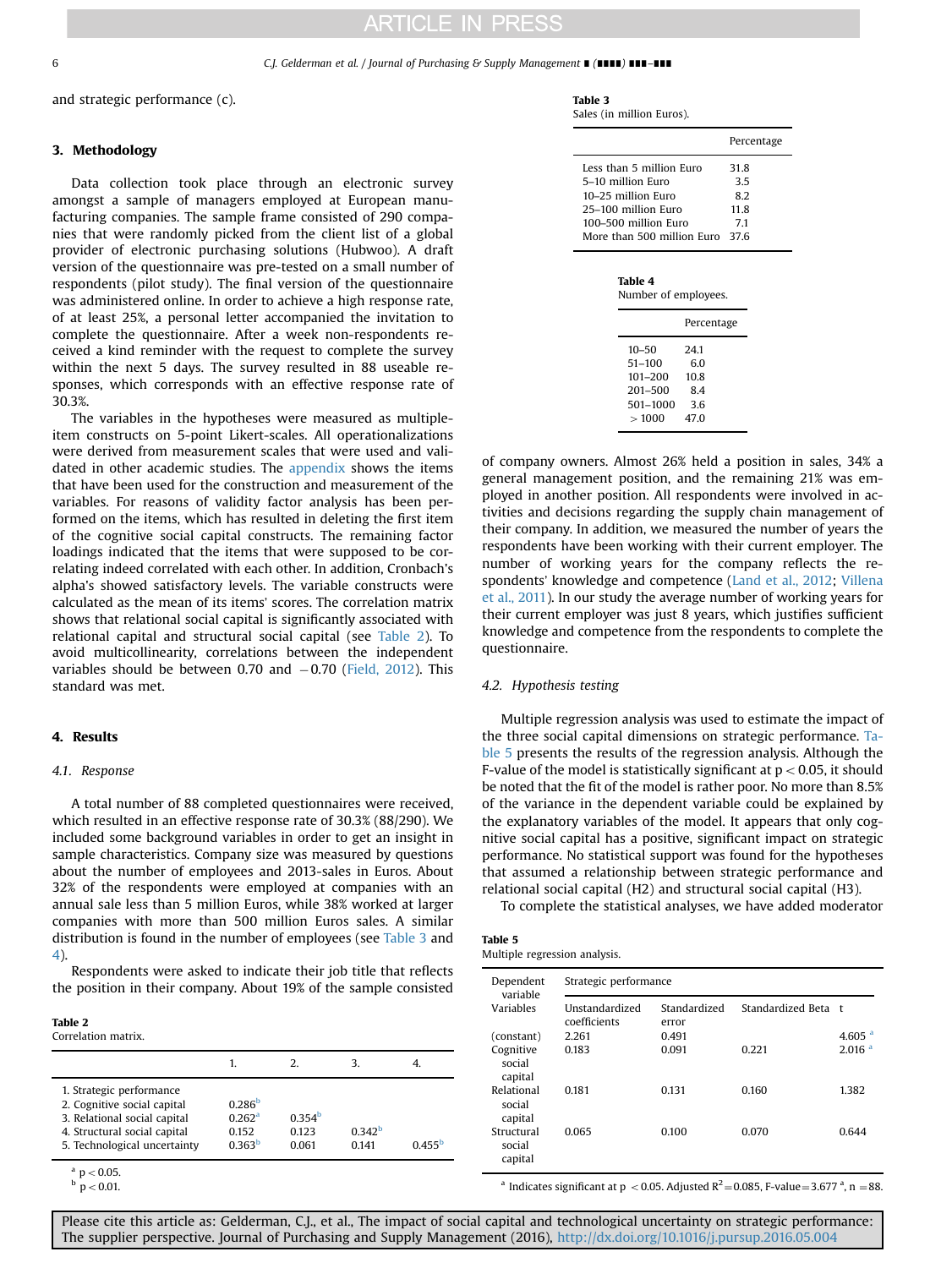and strategic performance (c).

## 3. Methodology

Data collection took place through an electronic survey amongst a sample of managers employed at European manufacturing companies. The sample frame consisted of 290 companies that were randomly picked from the client list of a global provider of electronic purchasing solutions (Hubwoo). A draft version of the questionnaire was pre-tested on a small number of respondents (pilot study). The final version of the questionnaire was administered online. In order to achieve a high response rate, of at least 25%, a personal letter accompanied the invitation to complete the questionnaire. After a week non-respondents received a kind reminder with the request to complete the survey within the next 5 days. The survey resulted in 88 useable responses, which corresponds with an effective response rate of 30.3%.

The variables in the hypotheses were measured as multiple-item constructs on 5-point Likert-scales. All operationalizations were derived from measurement scales that were used and validated in other academic studies. The appendix shows the items that have been used for the construction and measurement of the variables. For reasons of validity factor analysis has been performed on the items, which has resulted in deleting the first item of the cognitive social capital constructs. The remaining factor loadings indicated that the items that were supposed to be correlating indeed correlated with each other. In addition, Cronbach's alpha's showed satisfactory levels. The variable constructs were calculated as the mean of its items' scores. The correlation matrix shows that relational social capital is significantly associated with relational capital and structural social capital (see Table 2). To avoid multicollinearity, correlations between the independent variables should be between 0.70 and −0.70 (Field, 2012). This standard was met.

## 4. Results

### 4.1. Response

A total number of 88 completed questionnaires were received, which resulted in an effective response rate of 30.3% (88/290). We included some background variables in order to get an insight in sample characteristics. Company size was measured by questions about the number of employees and 2013-sales in Euros. About 32% of the respondents were employed at companies with an annual sale less than 5 million Euros, while 38% worked at larger companies with more than 500 million Euros sales. A similar distribution is found in the number of employees (see Table 3 and 4).

Respondents were asked to indicate their job title that reflects the position in their company. About 19% of the sample consisted of company owners. Almost 26% held a position in sales, 34% a general management position, and the remaining 21% was employed in another position. All respondents were involved in activities and decisions regarding the supply chain management of their company. In addition, we measured the number of years the respondents have been working with their current employer. The number of working years for the company reflects the respondents' knowledge and competence (Land et al., 2012; Villena et al., 2011). In our study the average number of working years for their current employer was just 8 years, which justifies sufficient knowledge and competence from the respondents to complete the questionnaire.

**Table 2**
Correlation matrix.

| | 1. | 2. | 3. | 4. |
|---|---|---|---|---|
| 1. Strategic performance | | | | |
| 2. Cognitive social capital | 0.286[b] | | | |
| 3. Relational social capital | 0.262[a] | 0.354[b] | | |
| 4. Structural social capital | 0.152 | 0.123 | 0.342[b] | |
| 5. Technological uncertainty | 0.363[b] | 0.061 | 0.141 | 0.455[b] |

[a] $p < 0.05$.
[b] $p < 0.01$.

**Table 3**
Sales (in million Euros).

| | Percentage |
|---|---|
| Less than 5 million Euro | 31.8 |
| 5–10 million Euro | 3.5 |
| 10–25 million Euro | 8.2 |
| 25–100 million Euro | 11.8 |
| 100–500 million Euro | 7.1 |
| More than 500 million Euro | 37.6 |

**Table 4**
Number of employees.

| | Percentage |
|---|---|
| 10–50 | 24.1 |
| 51–100 | 6.0 |
| 101–200 | 10.8 |
| 201–500 | 8.4 |
| 501–1000 | 3.6 |
| > 1000 | 47.0 |

### 4.2. Hypothesis testing

Multiple regression analysis was used to estimate the impact of the three social capital dimensions on strategic performance. Table 5 presents the results of the regression analysis. Although the F-value of the model is statistically significant at $p < 0.05$, it should be noted that the fit of the model is rather poor. No more than 8.5% of the variance in the dependent variable could be explained by the explanatory variables of the model. It appears that only cognitive social capital has a positive, significant impact on strategic performance. No statistical support was found for the hypotheses that assumed a relationship between strategic performance and relational social capital (H2) and structural social capital (H3).

To complete the statistical analyses, we have added moderator

**Table 5**
Multiple regression analysis.

| Dependent variable | Strategic performance | | | |
|---|---|---|---|---|
| Variables | Unstandardized coefficients | Standardized error | Standardized Beta | t |
| (constant) | 2.261 | 0.491 | | 4.605 [a] |
| Cognitive social capital | 0.183 | 0.091 | 0.221 | 2.016 [a] |
| Relational social capital | 0.181 | 0.131 | 0.160 | 1.382 |
| Structural social capital | 0.065 | 0.100 | 0.070 | 0.644 |

[a] Indicates significant at $p < 0.05$. Adjusted $R^2 = 0.085$, F-value = 3.677 [a], $n = 88$.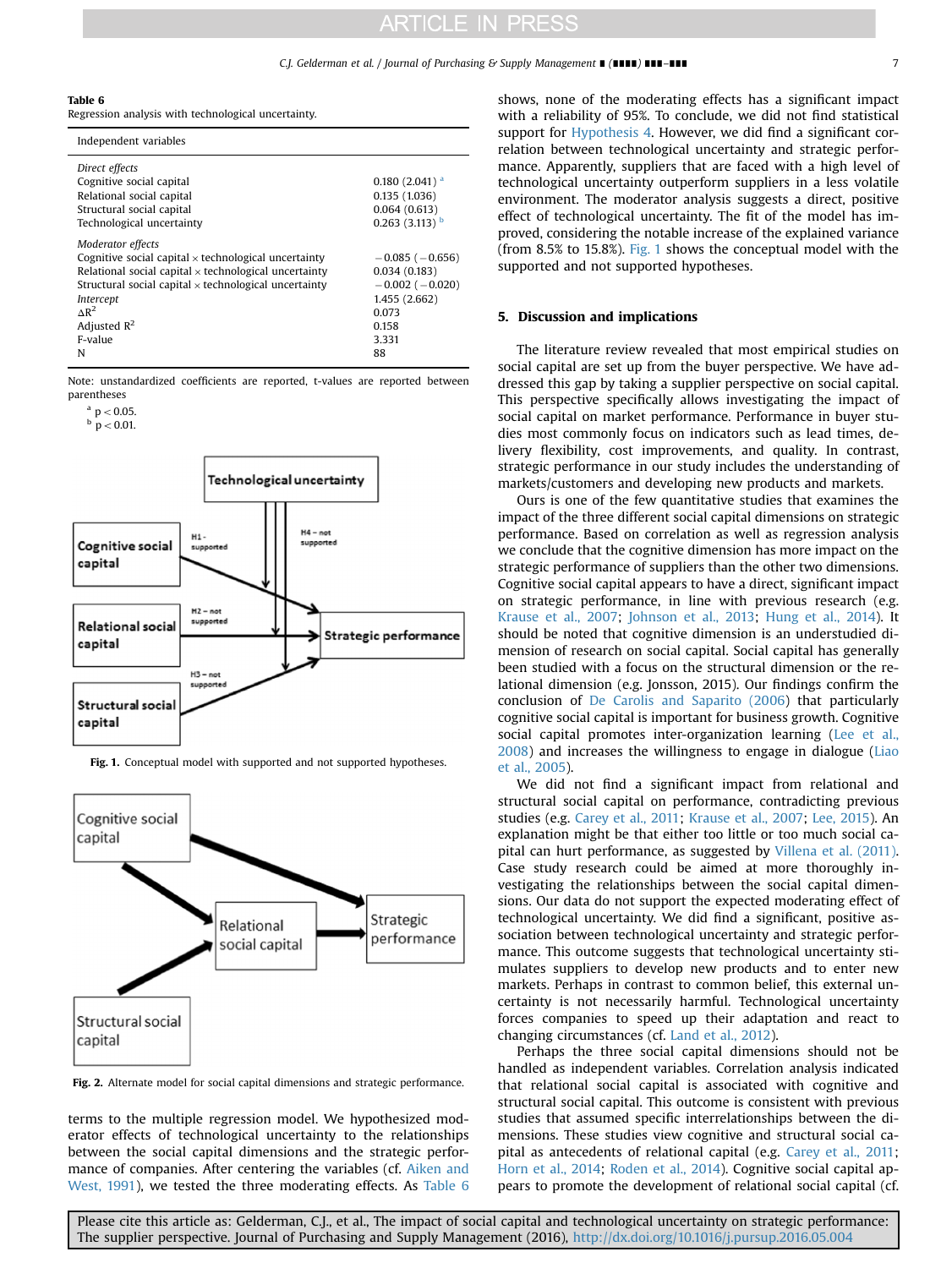**Table 6**
Regression analysis with technological uncertainty.

| Independent variables | |
|---|---|
| *Direct effects* | |
| Cognitive social capital | 0.180 (2.041) [a] |
| Relational social capital | 0.135 (1.036) |
| Structural social capital | 0.064 (0.613) |
| Technological uncertainty | 0.263 (3.113) [b] |
| *Moderator effects* | |
| Cognitive social capital × technological uncertainty | −0.085 (−0.656) |
| Relational social capital × technological uncertainty | 0.034 (0.183) |
| Structural social capital × technological uncertainty | −0.002 (−0.020) |
| *Intercept* | 1.455 (2.662) |
| $\Delta R^2$ | 0.073 |
| Adjusted $R^2$ | 0.158 |
| F-value | 3.331 |
| N | 88 |

Note: unstandardized coefficients are reported, t-values are reported between parentheses

[a] $p < 0.05$.
[b] $p < 0.01$.

**Fig. 1.** Conceptual model with supported and not supported hypotheses.

**Fig. 2.** Alternate model for social capital dimensions and strategic performance.

terms to the multiple regression model. We hypothesized moderator effects of technological uncertainty to the relationships between the social capital dimensions and the strategic performance of companies. After centering the variables (cf. Aiken and West, 1991), we tested the three moderating effects. As Table 6 shows, none of the moderating effects has a significant impact with a reliability of 95%. To conclude, we did not find statistical support for Hypothesis 4. However, we did find a significant correlation between technological uncertainty and strategic performance. Apparently, suppliers that are faced with a high level of technological uncertainty outperform suppliers in a less volatile environment. The moderator analysis suggests a direct, positive effect of technological uncertainty. The fit of the model has improved, considering the notable increase of the explained variance (from 8.5% to 15.8%). Fig. 1 shows the conceptual model with the supported and not supported hypotheses.

## 5. Discussion and implications

The literature review revealed that most empirical studies on social capital are set up from the buyer perspective. We have addressed this gap by taking a supplier perspective on social capital. This perspective specifically allows investigating the impact of social capital on market performance. Performance in buyer studies most commonly focus on indicators such as lead times, delivery flexibility, cost improvements, and quality. In contrast, strategic performance in our study includes the understanding of markets/customers and developing new products and markets.

Ours is one of the few quantitative studies that examines the impact of the three different social capital dimensions on strategic performance. Based on correlation as well as regression analysis we conclude that the cognitive dimension has more impact on the strategic performance of suppliers than the other two dimensions. Cognitive social capital appears to have a direct, significant impact on strategic performance, in line with previous research (e.g. Krause et al., 2007; Johnson et al., 2013; Hung et al., 2014). It should be noted that cognitive dimension is an understudied dimension of research on social capital. Social capital has generally been studied with a focus on the structural dimension or the relational dimension (e.g. Jonsson, 2015). Our findings confirm the conclusion of De Carolis and Saparito (2006) that particularly cognitive social capital is important for business growth. Cognitive social capital promotes inter-organization learning (Lee et al., 2008) and increases the willingness to engage in dialogue (Liao et al., 2005).

We did not find a significant impact from relational and structural social capital on performance, contradicting previous studies (e.g. Carey et al., 2011; Krause et al., 2007; Lee, 2015). An explanation might be that either too little or too much social capital can hurt performance, as suggested by Villena et al. (2011). Case study research could be aimed at more thoroughly investigating the relationships between the social capital dimensions. Our data do not support the expected moderating effect of technological uncertainty. We did find a significant, positive association between technological uncertainty and strategic performance. This outcome suggests that technological uncertainty stimulates suppliers to develop new products and to enter new markets. Perhaps in contrast to common belief, this external uncertainty is not necessarily harmful. Technological uncertainty forces companies to speed up their adaptation and react to changing circumstances (cf. Land et al., 2012).

Perhaps the three social capital dimensions should not be handled as independent variables. Correlation analysis indicated that relational social capital is associated with cognitive and structural social capital. This outcome is consistent with previous studies that assumed specific interrelationships between the dimensions. These studies view cognitive and structural social capital as antecedents of relational capital (e.g. Carey et al., 2011; Horn et al., 2014; Roden et al., 2014). Cognitive social capital appears to promote the development of relational social capital (cf.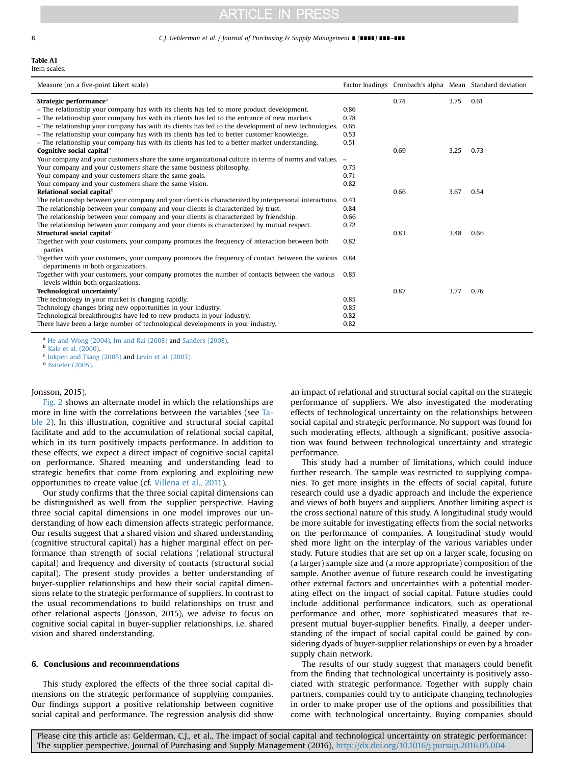**Table A1**
Item scales.

| Measure (on a five-point Likert scale) | Factor loadings | Cronbach's alpha | Mean | Standard deviation |
|---|---|---|---|---|
| **Strategic performance**[a] | | 0.74 | 3.75 | 0.61 |
| – The relationship your company has with its clients has led to more product development. | 0.86 | | | |
| – The relationship your company has with its clients has led to the entrance of new markets. | 0.78 | | | |
| – The relationship your company has with its clients has led to the development of new technologies. | 0.65 | | | |
| – The relationship your company has with its clients has led to better customer knowledge. | 0.53 | | | |
| – The relationship your company has with its clients has led to a better market understanding. | 0.51 | | | |
| **Cognitive social capital**[b] | | 0.69 | 3.25 | 0.73 |
| Your company and your customers share the same organizational culture in terms of norms and values. | – | | | |
| Your company and your customers share the same business philosophy. | 0.75 | | | |
| Your company and your customers share the same goals. | 0.71 | | | |
| Your company and your customers share the same vision. | 0.82 | | | |
| **Relational social capital**[b] | | 0.66 | 3.67 | 0.54 |
| The relationship between your company and your clients is characterized by interpersonal interactions. | 0.43 | | | |
| The relationship between your company and your clients is characterized by trust. | 0.84 | | | |
| The relationship between your company and your clients is characterized by friendship. | 0.66 | | | |
| The relationship between your company and your clients is characterized by mutual respect. | 0.72 | | | |
| **Structural social capital**[c] | | 0.83 | 3.48 | 0.66 |
| Together with your customers, your company promotes the frequency of interaction between both parties | 0.82 | | | |
| Together with your customers, your company promotes the frequency of contact between the various departments in both organizations. | 0.84 | | | |
| Together with your customers, your company promotes the number of contacts between the various levels within both organizations. | 0.85 | | | |
| **Technological uncertainty**[d] | | 0.87 | 3.77 | 0.76 |
| The technology in your market is changing rapidly. | 0.85 | | | |
| Technology changes bring new opportunities in your industry. | 0.85 | | | |
| Technological breakthroughs have led to new products in your industry. | 0.82 | | | |
| There have been a large number of technological developments in your industry. | 0.82 | | | |

[a] He and Wong (2004), Im and Rai (2008) and Sanders (2008).
[b] Kale et al. (2000).
[c] Inkpen and Tsang (2005) and Levin et al. (2003).
[d] Bstieler (2005).

Jonsson, 2015).

Fig. 2 shows an alternate model in which the relationships are more in line with the correlations between the variables (see Table 2). In this illustration, cognitive and structural social capital facilitate and add to the accumulation of relational social capital, which in its turn positively impacts performance. In addition to these effects, we expect a direct impact of cognitive social capital on performance. Shared meaning and understanding lead to strategic benefits that come from exploring and exploiting new opportunities to create value (cf. Villena et al., 2011).

Our study confirms that the three social capital dimensions can be distinguished as well from the supplier perspective. Having three social capital dimensions in one model improves our understanding of how each dimension affects strategic performance. Our results suggest that a shared vision and shared understanding (cognitive structural capital) has a higher marginal effect on performance than strength of social relations (relational structural capital) and frequency and diversity of contacts (structural social capital). The present study provides a better understanding of buyer-supplier relationships and how their social capital dimensions relate to the strategic performance of suppliers. In contrast to the usual recommendations to build relationships on trust and other relational aspects (Jonsson, 2015), we advise to focus on cognitive social capital in buyer-supplier relationships, i.e. shared vision and shared understanding.

## 6. Conclusions and recommendations

This study explored the effects of the three social capital dimensions on the strategic performance of supplying companies. Our findings support a positive relationship between cognitive social capital and performance. The regression analysis did show an impact of relational and structural social capital on the strategic performance of suppliers. We also investigated the moderating effects of technological uncertainty on the relationships between social capital and strategic performance. No support was found for such moderating effects, although a significant, positive association was found between technological uncertainty and strategic performance.

This study had a number of limitations, which could induce further research. The sample was restricted to supplying companies. To get more insights in the effects of social capital, future research could use a dyadic approach and include the experience and views of both buyers and suppliers. Another limiting aspect is the cross sectional nature of this study. A longitudinal study would be more suitable for investigating effects from the social networks on the performance of companies. A longitudinal study would shed more light on the interplay of the various variables under study. Future studies that are set up on a larger scale, focusing on (a larger) sample size and (a more appropriate) composition of the sample. Another avenue of future research could be investigating other external factors and uncertainties with a potential moderating effect on the impact of social capital. Future studies could include additional performance indicators, such as operational performance and other, more sophisticated measures that represent mutual buyer-supplier benefits. Finally, a deeper understanding of the impact of social capital could be gained by considering dyads of buyer-supplier relationships or even by a broader supply chain network.

The results of our study suggest that managers could benefit from the finding that technological uncertainty is positively associated with strategic performance. Together with supply chain partners, companies could try to anticipate changing technologies in order to make proper use of the options and possibilities that come with technological uncertainty. Buying companies should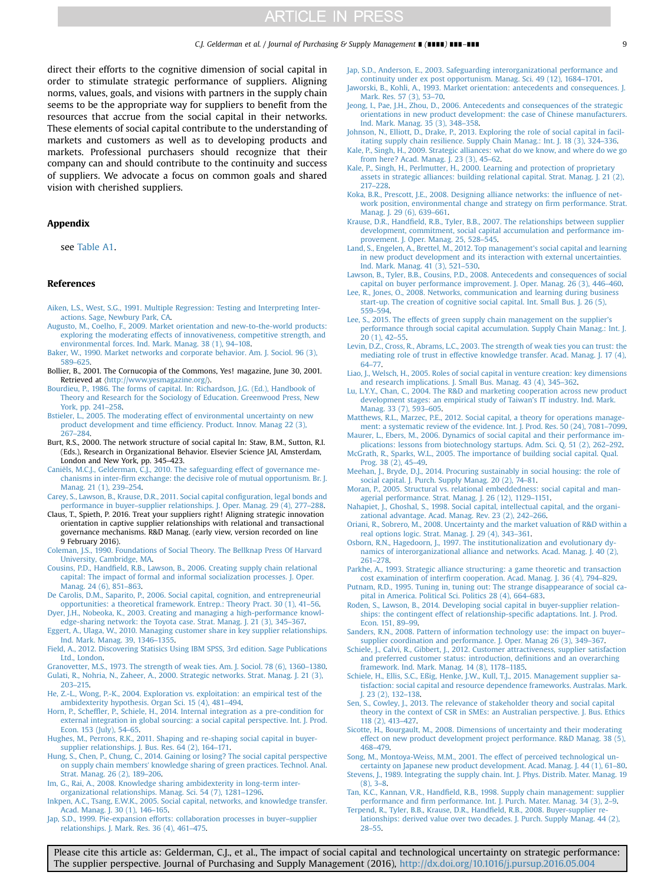direct their efforts to the cognitive dimension of social capital in order to stimulate strategic performance of suppliers. Aligning norms, values, goals, and visions with partners in the supply chain seems to be the appropriate way for suppliers to benefit from the resources that accrue from the social capital in their networks. These elements of social capital contribute to the understanding of markets and customers as well as to developing products and markets. Professional purchasers should recognize that their company can and should contribute to the continuity and success of suppliers. We advocate a focus on common goals and shared vision with cherished suppliers.

## Appendix

see Table A1.

## References

Aiken, L.S., West, S.G., 1991. Multiple Regression: Testing and Interpreting Interactions. Sage, Newbury Park, CA.

Augusto, M., Coelho, F., 2009. Market orientation and new-to-the-world products: exploring the moderating effects of innovativeness, competitive strength, and environmental forces. Ind. Mark. Manag. 38 (1), 94–108.

Baker, W., 1990. Market networks and corporate behavior. Am. J. Sociol. 96 (3), 589–625.

Bollier, B., 2001. The Cornucopia of the Commons, Yes! magazine, June 30, 2001. Retrieved at ⟨http://www.yesmagazine.org/⟩.

Bourdieu, P., 1986. The forms of capital. In: Richardson, J.G. (Ed.), Handbook of Theory and Research for the Sociology of Education. Greenwood Press, New York, pp. 241–258.

Bstieler, L., 2005. The moderating effect of environmental uncertainty on new product development and time efficiency. Product. Innov. Manag 22 (3), 267–284.

Burt, R.S., 2000. The network structure of social capital In: Staw, B.M., Sutton, R.I. (Eds.), Research in Organizational Behavior. Elsevier Science JAI, Amsterdam, London and New York, pp. 345–423.

Caniëls, M.C.J., Gelderman, C.J., 2010. The safeguarding effect of governance mechanisms in inter-firm exchange: the decisive role of mutual opportunism. Br. J. Manag. 21 (1), 239–254.

Carey, S., Lawson, B., Krause, D.R., 2011. Social capital configuration, legal bonds and performance in buyer–supplier relationships. J. Oper. Manag. 29 (4), 277–288.

Claus, T., Spieth, P. 2016. Treat your suppliers right! Aligning strategic innovation orientation in captive supplier relationships with relational and transactional governance mechanisms. R&D Manag. (early view, version recorded on line 9 February 2016).

Coleman, J.S., 1990. Foundations of Social Theory. The Bellknap Press Of Harvard University, Cambridge, MA.

Cousins, P.D., Handfield, R.B., Lawson, B., 2006. Creating supply chain relational capital: The impact of formal and informal socialization processes. J. Oper. Manag. 24 (6), 851–863.

De Carolis, D.M., Saparito, P., 2006. Social capital, cognition, and entrepreneurial opportunities: a theoretical framework. Entrep.: Theory Pract. 30 (1), 41–56.

Dyer, J.H., Nobeoka, K., 2003. Creating and managing a high-performance knowledge-sharing network: the Toyota case. Strat. Manag. J. 21 (3), 345–367.

Eggert, A., Ulaga, W., 2010. Managing customer share in key supplier relationships. Ind. Mark. Manag. 39, 1346–1355.

Field, A., 2012. Discovering Statisics Using IBM SPSS, 3rd edition. Sage Publications Ltd., London.

Granovetter, M.S., 1973. The strength of weak ties. Am. J. Sociol. 78 (6), 1360–1380.

Gulati, R., Nohria, N., Zaheer, A., 2000. Strategic networks. Strat. Manag. J. 21 (3), 203–215.

He, Z.-L., Wong, P.-K., 2004. Exploration vs. exploitation: an empirical test of the ambidexterity hypothesis. Organ Sci. 15 (4), 481–494.

Horn, P., Scheffler, P., Schiele, H., 2014. Internal integration as a pre-condition for external integration in global sourcing: a social capital perspective. Int. J. Prod. Econ. 153 (July), 54–65.

Hughes, M., Perrons, R.K., 2011. Shaping and re-shaping social capital in buyer-supplier relationships. J. Bus. Res. 64 (2), 164–171.

Hung, S., Chen, P., Chung, C., 2014. Gaining or losing? The social capital perspective on supply chain members' knowledge sharing of green practices. Technol. Anal. Strat. Manag. 26 (2), 189–206.

Im, G., Rai, A., 2008. Knowledge sharing ambidexterity in long-term inter-organizational relationships. Manag. Sci. 54 (7), 1281–1296.

Inkpen, A.C., Tsang, E.W.K., 2005. Social capital, networks, and knowledge transfer. Acad. Manag. J. 30 (1), 146–165.

Jap, S.D., 1999. Pie-expansion efforts: collaboration processes in buyer–supplier relationships. J. Mark. Res. 36 (4), 461–475.

Jap, S.D., Anderson, E., 2003. Safeguarding interorganizational performance and continuity under ex post opportunism. Manag. Sci. 49 (12), 1684–1701.

Jaworski, B., Kohli, A., 1993. Market orientation: antecedents and consequences. J. Mark. Res. 57 (3), 53–70.

Jeong, I., Pae, J.H., Zhou, D., 2006. Antecedents and consequences of the strategic orientations in new product development: the case of Chinese manufacturers. Ind. Mark. Manag. 35 (3), 348–358.

Johnson, N., Elliott, D., Drake, P., 2013. Exploring the role of social capital in facilitating supply chain resilience. Supply Chain Manag.: Int. J. 18 (3), 324–336.

Kale, P., Singh, H., 2009. Strategic alliances: what do we know, and where do we go from here? Acad. Manag. J. 23 (3), 45–62.

Kale, P., Singh, H., Perlmutter, H., 2000. Learning and protection of proprietary assets in strategic alliances: building relational capital. Strat. Manag. J. 21 (2), 217–228.

Koka, B.R., Prescott, J.E., 2008. Designing alliance networks: the influence of network position, environmental change and strategy on firm performance. Strat. Manag. J. 29 (6), 639–661.

Krause, D.R., Handfield, R.B., Tyler, B.B., 2007. The relationships between supplier development, commitment, social capital accumulation and performance improvement. J. Oper. Manag. 25, 528–545.

Land, S., Engelen, A., Brettel, M., 2012. Top management's social capital and learning in new product development and its interaction with external uncertainties. Ind. Mark. Manag. 41 (3), 521–530.

Lawson, B., Tyler, B.B., Cousins, P.D., 2008. Antecedents and consequences of social capital on buyer performance improvement. J. Oper. Manag. 26 (3), 446–460.

Lee, R., Jones, O., 2008. Networks, communication and learning during business start-up. The creation of cognitive social capital. Int. Small Bus. J. 26 (5), 559–594.

Lee, S., 2015. The effects of green supply chain management on the supplier's performance through social capital accumulation. Supply Chain Manag.: Int. J. 20 (1), 42–55.

Levin, D.Z., Cross, R., Abrams, L.C., 2003. The strength of weak ties you can trust: the mediating role of trust in effective knowledge transfer. Acad. Manag. J. 17 (4), 64–77.

Liao, J., Welsch, H., 2005. Roles of social capital in venture creation: key dimensions and research implications. J. Small Bus. Manag. 43 (4), 345–362.

Lu, L.Y.Y., Chan, C., 2004. The R&D and marketing cooperation across new product development stages: an empirical study of Taiwan's IT industry. Ind. Mark. Manag. 33 (7), 593–605.

Matthews, R.L., Marzec, P.E., 2012. Social capital, a theory for operations management: a systematic review of the evidence. Int. J. Prod. Res. 50 (24), 7081–7099.

Maurer, I., Ebers, M., 2006. Dynamics of social capital and their performance implications: lessons from biotechnology startups. Adm. Sci. Q. 51 (2), 262–292.

McGrath, R., Sparks, W.L., 2005. The importance of building social capital. Qual. Prog. 38 (2), 45–49.

Meehan, J., Bryde, D.J., 2014. Procuring sustainably in social housing: the role of social capital. J. Purch. Supply Manag. 20 (2), 74–81.

Moran, P., 2005. Structural vs. relational embeddedness: social capital and managerial performance. Strat. Manag. J. 26 (12), 1129–1151.

Nahapiet, J., Ghoshal, S., 1998. Social capital, intellectual capital, and the organizational advantage. Acad. Manag. Rev. 23 (2), 242–266.

Oriani, R., Sobrero, M., 2008. Uncertainty and the market valuation of R&D within a real options logic. Strat. Manag. J. 29 (4), 343–361.

Osborn, R.N., Hagedoorn, J., 1997. The institutionalization and evolutionary dynamics of interorganizational alliance and networks. Acad. Manag. J. 40 (2), 261–278.

Parkhe, A., 1993. Strategic alliance structuring: a game theoretic and transaction cost examination of interfirm cooperation. Acad. Manag. J. 36 (4), 794–829.

Putnam, R.D., 1995. Tuning in, tuning out: The strange disappearance of social capital in America. Political Sci. Politics 28 (4), 664–683.

Roden, S., Lawson, B., 2014. Developing social capital in buyer-supplier relationships: the contingent effect of relationship-specific adaptations. Int. J. Prod. Econ. 151, 89–99.

Sanders, R.N., 2008. Pattern of information technology use: the impact on buyer–supplier coordination and performance. J. Oper. Manag 26 (3), 349–367.

Schiele, J., Calvi, R., Gibbert, J., 2012. Customer attractiveness, supplier satisfaction and preferred customer status: introduction, definitions and an overarching framework. Ind. Mark. Manag. 14 (8), 1178–1185.

Schiele, H., Ellis, S.C., Eßig, Henke, J.W., Kull, T.J., 2015. Management supplier satisfaction: social capital and resource dependence frameworks. Australas. Mark. J. 23 (2), 132–138.

Sen, S., Cowley, J., 2013. The relevance of stakeholder theory and social capital theory in the context of CSR in SMEs: an Australian perspective. J. Bus. Ethics 118 (2), 413–427.

Sicotte, H., Bourgault, M., 2008. Dimensions of uncertainty and their moderating effect on new product development project performance. R&D Manag. 38 (5), 468–479.

Song, M., Montoya-Weiss, M.M., 2001. The effect of perceived technological uncertainty on Japanese new product development. Acad. Manag. J. 44 (1), 61–80.

Stevens, J., 1989. Integrating the supply chain. Int. J. Phys. Distrib. Mater. Manag. 19 (8), 3–8.

Tan, K.C., Kannan, V.R., Handfield, R.B., 1998. Supply chain management: supplier performance and firm performance. Int. J. Purch. Mater. Manag. 34 (3), 2–9.

Terpend, R., Tyler, B.B., Krause, D.R., Handfield, R.B., 2008. Buyer-supplier relationships: derived value over two decades. J. Purch. Supply Manag. 44 (2), 28–55.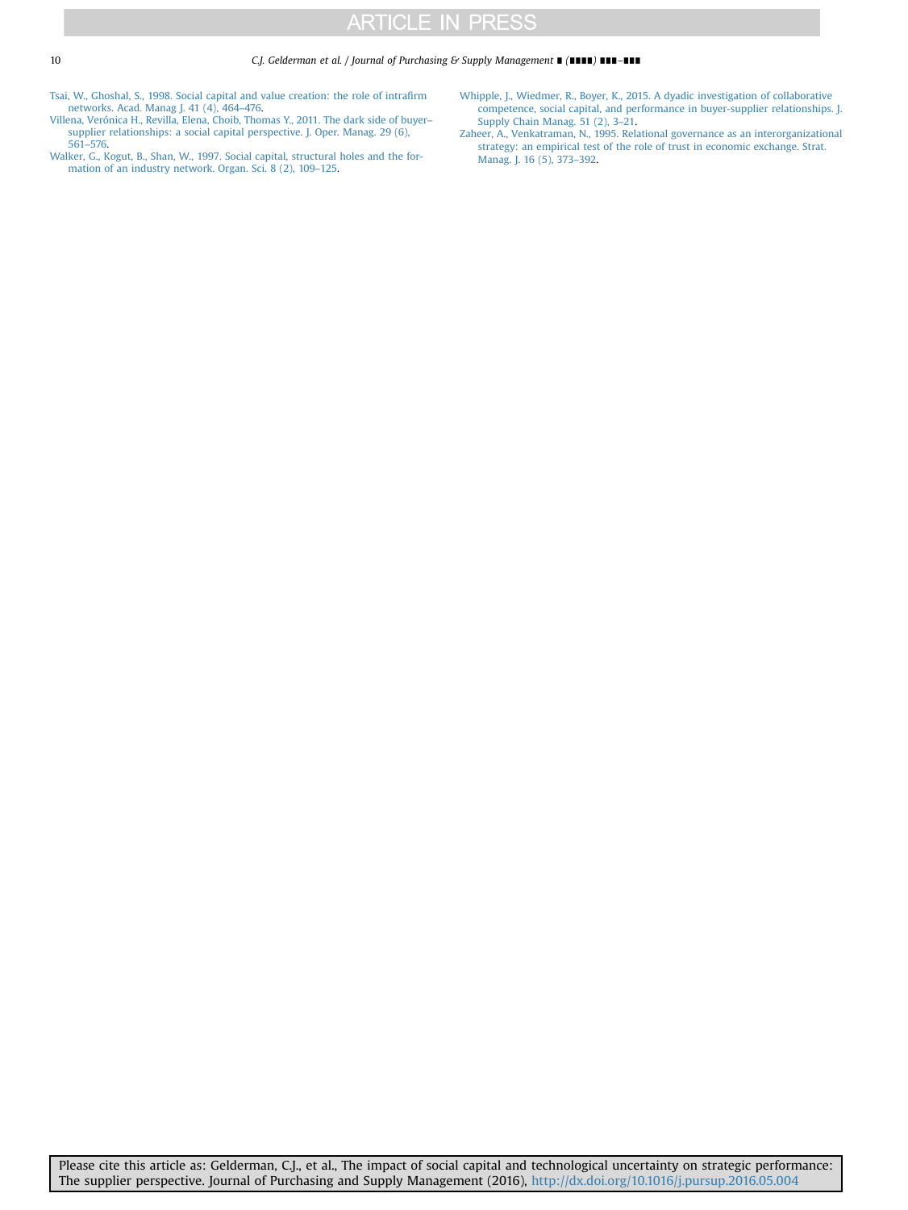Tsai, W., Ghoshal, S., 1998. Social capital and value creation: the role of intrafirm networks. Acad. Manag J. 41 (4), 464–476.

Villena, Verónica H., Revilla, Elena, Choib, Thomas Y., 2011. The dark side of buyer–supplier relationships: a social capital perspective. J. Oper. Manag. 29 (6), 561–576.

Walker, G., Kogut, B., Shan, W., 1997. Social capital, structural holes and the formation of an industry network. Organ. Sci. 8 (2), 109–125.

Whipple, J., Wiedmer, R., Boyer, K., 2015. A dyadic investigation of collaborative competence, social capital, and performance in buyer-supplier relationships. J. Supply Chain Manag. 51 (2), 3–21.

Zaheer, A., Venkatraman, N., 1995. Relational governance as an interorganizational strategy: an empirical test of the role of trust in economic exchange. Strat. Manag. J. 16 (5), 373–392.